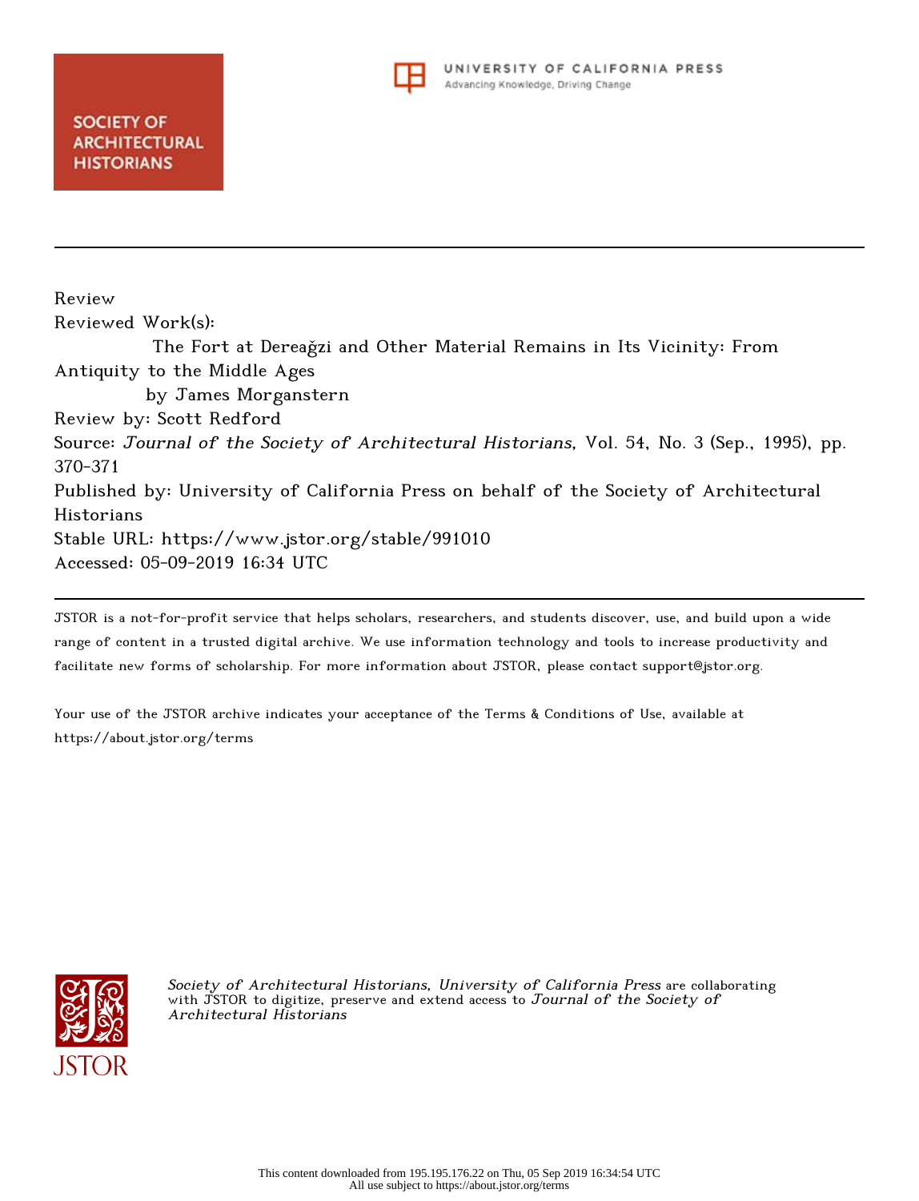Society of Architectural Historians

University of California Press
Advancing Knowledge, Driving Change

Review

Reviewed Work(s):

The Fort at Dereağzi and Other Material Remains in Its Vicinity: From Antiquity to the Middle Ages

by James Morganstern

Review by: Scott Redford

Source: *Journal of the Society of Architectural Historians*, Vol. 54, No. 3 (Sep., 1995), pp. 370-371

Published by: University of California Press on behalf of the Society of Architectural Historians

Stable URL: https://www.jstor.org/stable/991010

Accessed: 05-09-2019 16:34 UTC

JSTOR is a not-for-profit service that helps scholars, researchers, and students discover, use, and build upon a wide range of content in a trusted digital archive. We use information technology and tools to increase productivity and facilitate new forms of scholarship. For more information about JSTOR, please contact support@jstor.org.

Your use of the JSTOR archive indicates your acceptance of the Terms & Conditions of Use, available at https://about.jstor.org/terms

*Society of Architectural Historians, University of California Press* are collaborating with JSTOR to digitize, preserve and extend access to *Journal of the Society of Architectural Historians*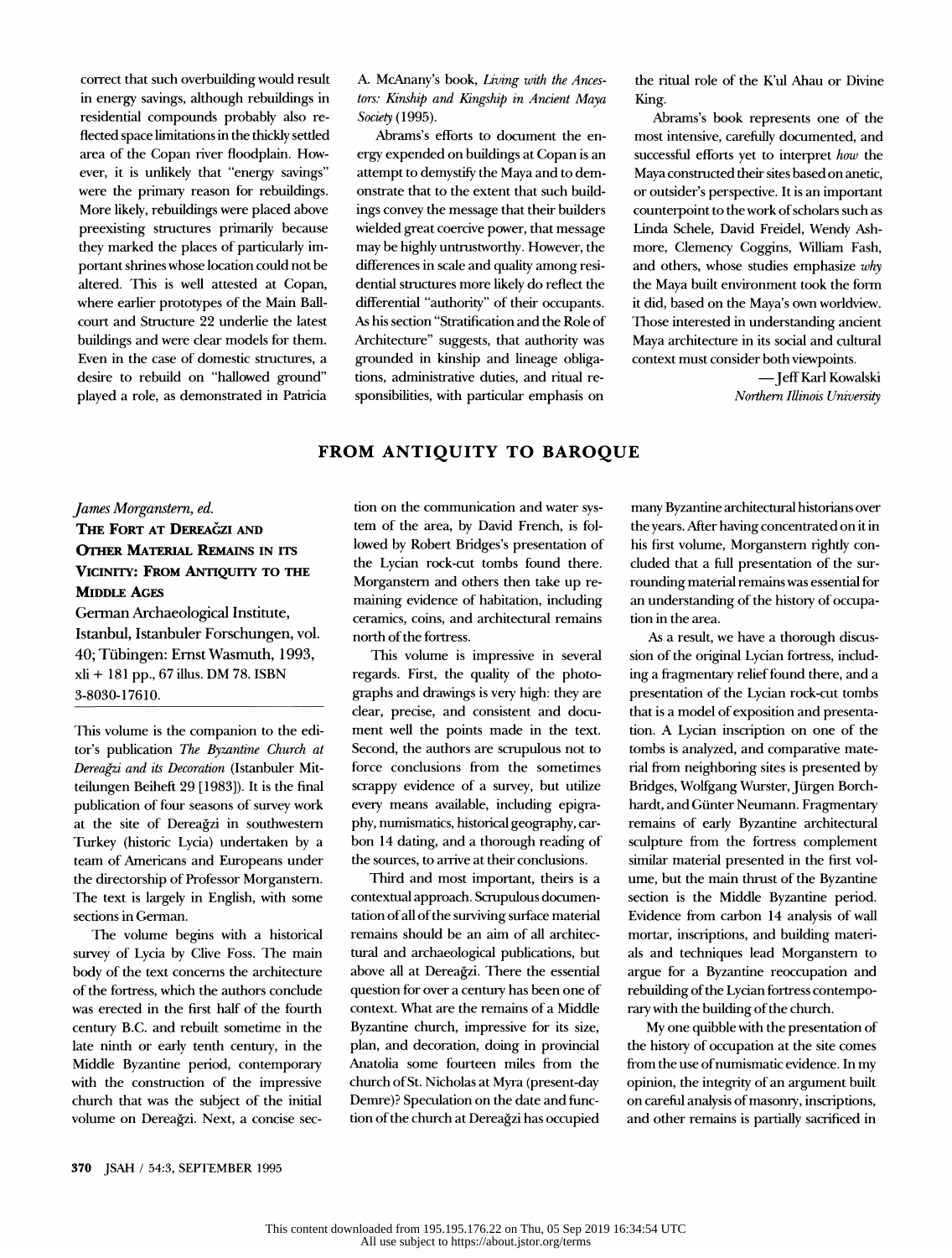correct that such overbuilding would result in energy savings, although rebuildings in residential compounds probably also reflected space limitations in the thickly settled area of the Copan river floodplain. However, it is unlikely that "energy savings" were the primary reason for rebuildings. More likely, rebuildings were placed above preexisting structures primarily because they marked the places of particularly important shrines whose location could not be altered. This is well attested at Copan, where earlier prototypes of the Main Ballcourt and Structure 22 underlie the latest buildings and were clear models for them. Even in the case of domestic structures, a desire to rebuild on "hallowed ground" played a role, as demonstrated in Patricia A. McAnany's book, *Living with the Ancestors: Kinship and Kingship in Ancient Maya Society* (1995).

Abrams's efforts to document the energy expended on buildings at Copan is an attempt to demystify the Maya and to demonstrate that to the extent that such buildings convey the message that their builders wielded great coercive power, that message may be highly untrustworthy. However, the differences in scale and quality among residential structures more likely do reflect the differential "authority" of their occupants. As his section "Stratification and the Role of Architecture" suggests, that authority was grounded in kinship and lineage obligations, administrative duties, and ritual responsibilities, with particular emphasis on the ritual role of the K'ul Ahau or Divine King.

Abrams's book represents one of the most intensive, carefully documented, and successful efforts yet to interpret *how* the Maya constructed their sites based on anetic, or outsider's perspective. It is an important counterpoint to the work of scholars such as Linda Schele, David Freidel, Wendy Ashmore, Clemency Coggins, William Fash, and others, whose studies emphasize *why* the Maya built environment took the form it did, based on the Maya's own worldview. Those interested in understanding ancient Maya architecture in its social and cultural context must consider both viewpoints.

—Jeff Karl Kowalski
*Northern Illinois University*

## FROM ANTIQUITY TO BAROQUE

*James Morganstern, ed.*
**The Fort at Dereağzi and Other Material Remains in its Vicinity: From Antiquity to the Middle Ages**
German Archaeological Institute, Istanbul, Istanbuler Forschungen, vol. 40; Tübingen: Ernst Wasmuth, 1993, xli + 181 pp., 67 illus. DM 78. ISBN 3-8030-17610.

This volume is the companion to the editor's publication *The Byzantine Church at Dereağzi and its Decoration* (Istanbuler Mitteilungen Beiheft 29 [1983]). It is the final publication of four seasons of survey work at the site of Dereağzi in southwestern Turkey (historic Lycia) undertaken by a team of Americans and Europeans under the directorship of Professor Morganstern. The text is largely in English, with some sections in German.

The volume begins with a historical survey of Lycia by Clive Foss. The main body of the text concerns the architecture of the fortress, which the authors conclude was erected in the first half of the fourth century B.C. and rebuilt sometime in the late ninth or early tenth century, in the Middle Byzantine period, contemporary with the construction of the impressive church that was the subject of the initial volume on Dereağzi. Next, a concise section on the communication and water system of the area, by David French, is followed by Robert Bridges's presentation of the Lycian rock-cut tombs found there. Morganstern and others then take up remaining evidence of habitation, including ceramics, coins, and architectural remains north of the fortress.

This volume is impressive in several regards. First, the quality of the photographs and drawings is very high: they are clear, precise, and consistent and document well the points made in the text. Second, the authors are scrupulous not to force conclusions from the sometimes scrappy evidence of a survey, but utilize every means available, including epigraphy, numismatics, historical geography, carbon 14 dating, and a thorough reading of the sources, to arrive at their conclusions.

Third and most important, theirs is a contextual approach. Scrupulous documentation of all of the surviving surface material remains should be an aim of all architectural and archaeological publications, but above all at Dereağzi. There the essential question for over a century has been one of context. What are the remains of a Middle Byzantine church, impressive for its size, plan, and decoration, doing in provincial Anatolia some fourteen miles from the church of St. Nicholas at Myra (present-day Demre)? Speculation on the date and function of the church at Dereağzi has occupied many Byzantine architectural historians over the years. After having concentrated on it in his first volume, Morganstern rightly concluded that a full presentation of the surrounding material remains was essential for an understanding of the history of occupation in the area.

As a result, we have a thorough discussion of the original Lycian fortress, including a fragmentary relief found there, and a presentation of the Lycian rock-cut tombs that is a model of exposition and presentation. A Lycian inscription on one of the tombs is analyzed, and comparative material from neighboring sites is presented by Bridges, Wolfgang Wurster, Jürgen Borchhardt, and Günter Neumann. Fragmentary remains of early Byzantine architectural sculpture from the fortress complement similar material presented in the first volume, but the main thrust of the Byzantine section is the Middle Byzantine period. Evidence from carbon 14 analysis of wall mortar, inscriptions, and building materials and techniques lead Morganstern to argue for a Byzantine reoccupation and rebuilding of the Lycian fortress contemporary with the building of the church.

My one quibble with the presentation of the history of occupation at the site comes from the use of numismatic evidence. In my opinion, the integrity of an argument built on careful analysis of masonry, inscriptions, and other remains is partially sacrificed in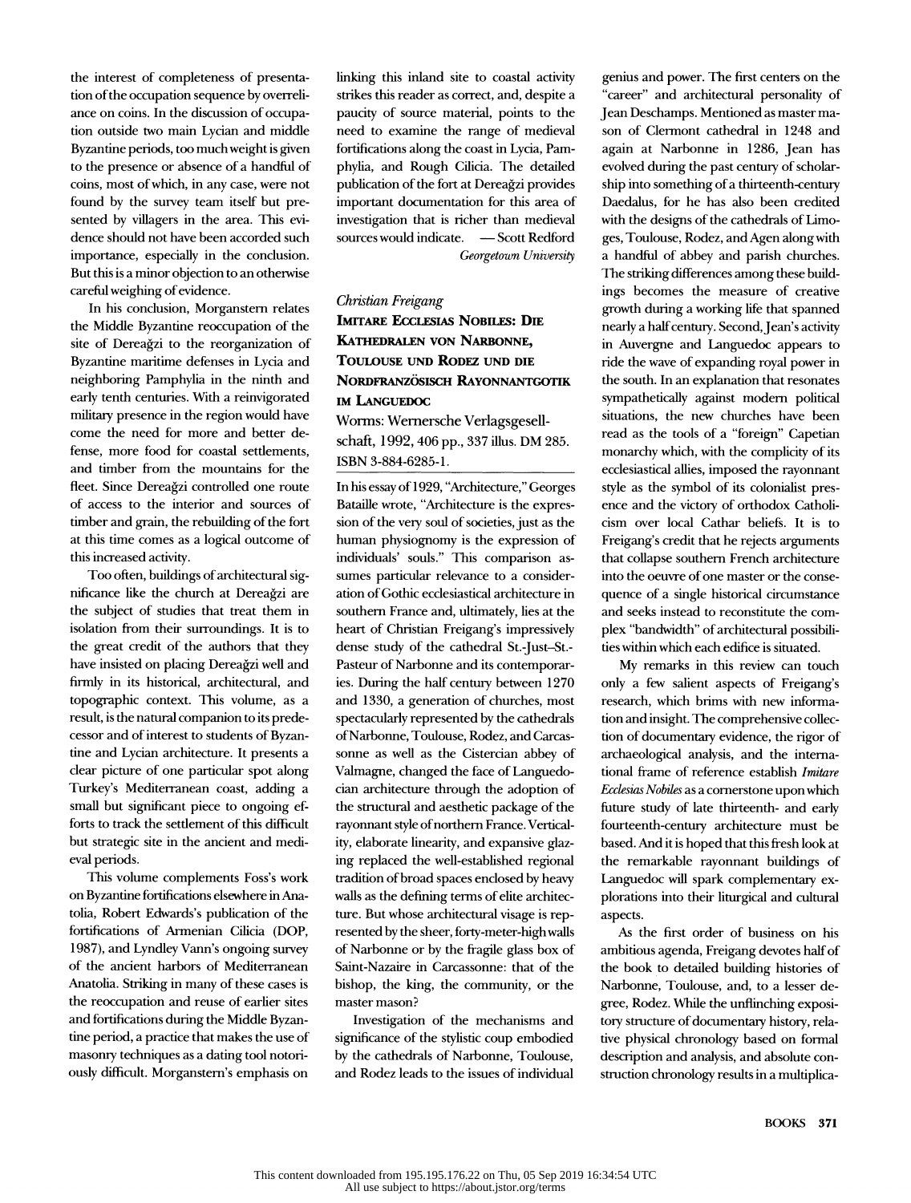the interest of completeness of presentation of the occupation sequence by overreliance on coins. In the discussion of occupation outside two main Lycian and middle Byzantine periods, too much weight is given to the presence or absence of a handful of coins, most of which, in any case, were not found by the survey team itself but presented by villagers in the area. This evidence should not have been accorded such importance, especially in the conclusion. But this is a minor objection to an otherwise careful weighing of evidence.

In his conclusion, Morganstern relates the Middle Byzantine reoccupation of the site of Dereağzi to the reorganization of Byzantine maritime defenses in Lycia and neighboring Pamphylia in the ninth and early tenth centuries. With a reinvigorated military presence in the region would have come the need for more and better defense, more food for coastal settlements, and timber from the mountains for the fleet. Since Dereağzi controlled one route of access to the interior and sources of timber and grain, the rebuilding of the fort at this time comes as a logical outcome of this increased activity.

Too often, buildings of architectural significance like the church at Dereağzi are the subject of studies that treat them in isolation from their surroundings. It is to the great credit of the authors that they have insisted on placing Dereağzi well and firmly in its historical, architectural, and topographic context. This volume, as a result, is the natural companion to its predecessor and of interest to students of Byzantine and Lycian architecture. It presents a clear picture of one particular spot along Turkey's Mediterranean coast, adding a small but significant piece to ongoing efforts to track the settlement of this difficult but strategic site in the ancient and medieval periods.

This volume complements Foss's work on Byzantine fortifications elsewhere in Anatolia, Robert Edwards's publication of the fortifications of Armenian Cilicia (DOP, 1987), and Lyndley Vann's ongoing survey of the ancient harbors of Mediterranean Anatolia. Striking in many of these cases is the reoccupation and reuse of earlier sites and fortifications during the Middle Byzantine period, a practice that makes the use of masonry techniques as a dating tool notoriously difficult. Morganstern's emphasis on linking this inland site to coastal activity strikes this reader as correct, and, despite a paucity of source material, points to the need to examine the range of medieval fortifications along the coast in Lycia, Pamphylia, and Rough Cilicia. The detailed publication of the fort at Dereağzi provides important documentation for this area of investigation that is richer than medieval sources would indicate. — Scott Redford

*Georgetown University*

*Christian Freigang*

**Imitare Ecclesias Nobiles: Die Kathedralen von Narbonne, Toulouse und Rodez und die Nordfranzösisch Rayonnantgotik im Languedoc**

Worms: Wernersche Verlagsgesellschaft, 1992, 406 pp., 337 illus. DM 285. ISBN 3-884-6285-1.

In his essay of 1929, "Architecture," Georges Bataille wrote, "Architecture is the expression of the very soul of societies, just as the human physiognomy is the expression of individuals' souls." This comparison assumes particular relevance to a consideration of Gothic ecclesiastical architecture in southern France and, ultimately, lies at the heart of Christian Freigang's impressively dense study of the cathedral St.-Just–St.-Pasteur of Narbonne and its contemporaries. During the half century between 1270 and 1330, a generation of churches, most spectacularly represented by the cathedrals of Narbonne, Toulouse, Rodez, and Carcassonne as well as the Cistercian abbey of Valmagne, changed the face of Languedocian architecture through the adoption of the structural and aesthetic package of the rayonnant style of northern France. Verticality, elaborate linearity, and expansive glazing replaced the well-established regional tradition of broad spaces enclosed by heavy walls as the defining terms of elite architecture. But whose architectural visage is represented by the sheer, forty-meter-high walls of Narbonne or by the fragile glass box of Saint-Nazaire in Carcassonne: that of the bishop, the king, the community, or the master mason?

Investigation of the mechanisms and significance of the stylistic coup embodied by the cathedrals of Narbonne, Toulouse, and Rodez leads to the issues of individual genius and power. The first centers on the "career" and architectural personality of Jean Deschamps. Mentioned as master mason of Clermont cathedral in 1248 and again at Narbonne in 1286, Jean has evolved during the past century of scholarship into something of a thirteenth-century Daedalus, for he has also been credited with the designs of the cathedrals of Limoges, Toulouse, Rodez, and Agen along with a handful of abbey and parish churches. The striking differences among these buildings becomes the measure of creative growth during a working life that spanned nearly a half century. Second, Jean's activity in Auvergne and Languedoc appears to ride the wave of expanding royal power in the south. In an explanation that resonates sympathetically against modern political situations, the new churches have been read as the tools of a "foreign" Capetian monarchy which, with the complicity of its ecclesiastical allies, imposed the rayonnant style as the symbol of its colonialist presence and the victory of orthodox Catholicism over local Cathar beliefs. It is to Freigang's credit that he rejects arguments that collapse southern French architecture into the oeuvre of one master or the consequence of a single historical circumstance and seeks instead to reconstitute the complex "bandwidth" of architectural possibilities within which each edifice is situated.

My remarks in this review can touch only a few salient aspects of Freigang's research, which brims with new information and insight. The comprehensive collection of documentary evidence, the rigor of archaeological analysis, and the international frame of reference establish *Imitare Ecclesias Nobiles* as a cornerstone upon which future study of late thirteenth- and early fourteenth-century architecture must be based. And it is hoped that this fresh look at the remarkable rayonnant buildings of Languedoc will spark complementary explorations into their liturgical and cultural aspects.

As the first order of business on his ambitious agenda, Freigang devotes half of the book to detailed building histories of Narbonne, Toulouse, and, to a lesser degree, Rodez. While the unflinching expository structure of documentary history, relative physical chronology based on formal description and analysis, and absolute construction chronology results in a multiplica-